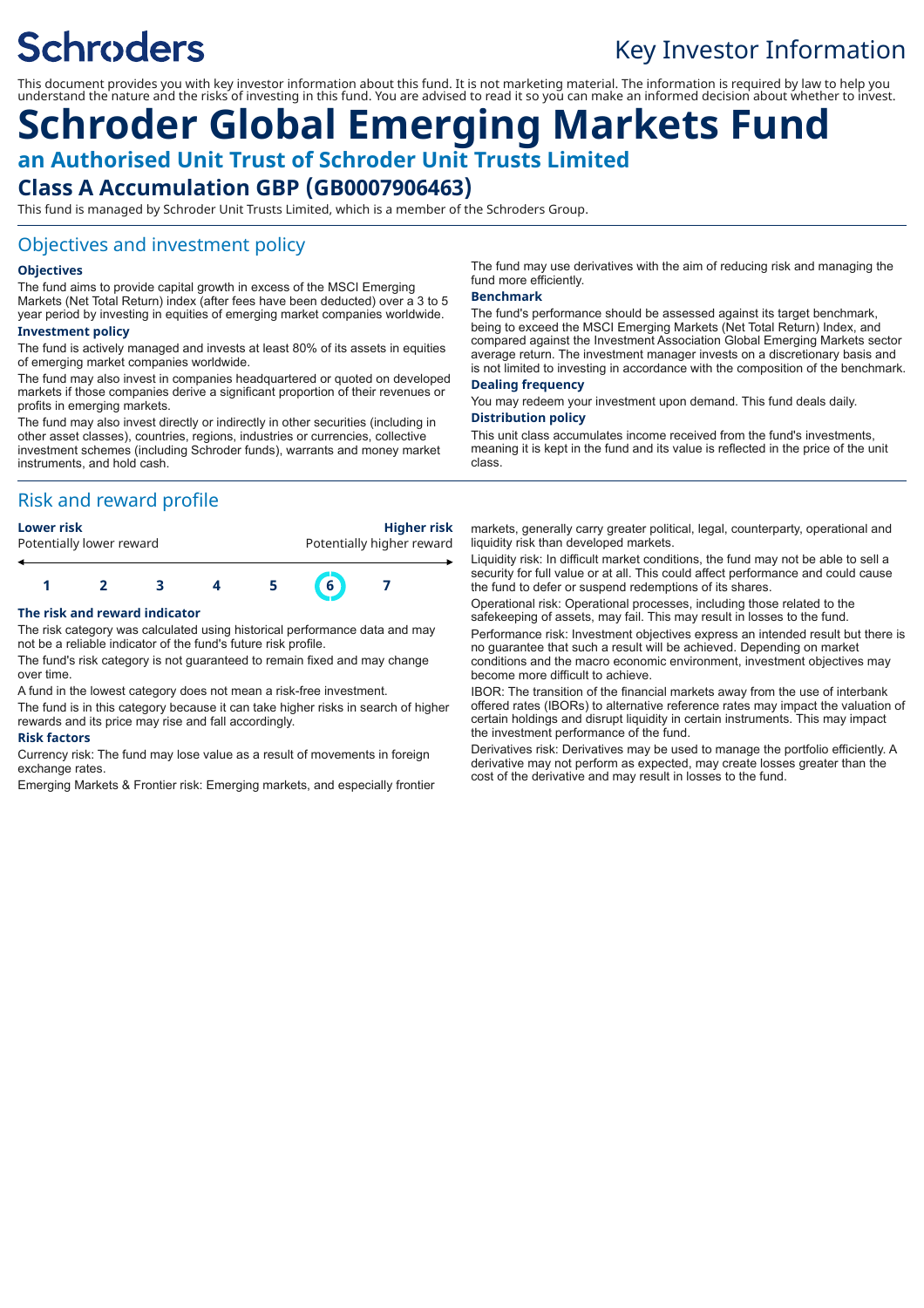Schroders

# Key Investor Information

This document provides you with key investor information about this fund. It is not marketing material. The information is required by law to help you understand the nature and the risks of investing in this fund. You are advised to read it so you can make an informed decision about whether to invest.

# Schroder Global Emerging Markets Fund

## an Authorised Unit Trust of Schroder Unit Trusts Limited

## Class A Accumulation GBP (GB0007906463)

This fund is managed by Schroder Unit Trusts Limited, which is a member of the Schroders Group.

## Objectives and investment policy

### Objectives

The fund aims to provide capital growth in excess of the MSCI Emerging Markets (Net Total Return) index (after fees have been deducted) over a 3 to 5 year period by investing in equities of emerging market companies worldwide.

### Investment policy

The fund is actively managed and invests at least 80% of its assets in equities of emerging market companies worldwide.

The fund may also invest in companies headquartered or quoted on developed markets if those companies derive a significant proportion of their revenues or profits in emerging markets.

The fund may also invest directly or indirectly in other securities (including in other asset classes), countries, regions, industries or currencies, collective investment schemes (including Schroder funds), warrants and money market instruments, and hold cash.

The fund may use derivatives with the aim of reducing risk and managing the fund more efficiently.

### Benchmark

The fund's performance should be assessed against its target benchmark, being to exceed the MSCI Emerging Markets (Net Total Return) Index, and compared against the Investment Association Global Emerging Markets sector average return. The investment manager invests on a discretionary basis and is not limited to investing in accordance with the composition of the benchmark.

### Dealing frequency

You may redeem your investment upon demand. This fund deals daily.

### Distribution policy

This unit class accumulates income received from the fund's investments, meaning it is kept in the fund and its value is reflected in the price of the unit class.

## Risk and reward profile

| **Lower risk** Potentially lower reward | | | | | | **Higher risk** Potentially higher reward |
|---|---|---|---|---|---|---|
| 1 | 2 | 3 | 4 | 5 | **6** | 7 |

### The risk and reward indicator

The risk category was calculated using historical performance data and may not be a reliable indicator of the fund's future risk profile.

The fund's risk category is not guaranteed to remain fixed and may change over time.

A fund in the lowest category does not mean a risk-free investment.

The fund is in this category because it can take higher risks in search of higher rewards and its price may rise and fall accordingly.

### Risk factors

Currency risk: The fund may lose value as a result of movements in foreign exchange rates.

Emerging Markets & Frontier risk: Emerging markets, and especially frontier markets, generally carry greater political, legal, counterparty, operational and liquidity risk than developed markets.

Liquidity risk: In difficult market conditions, the fund may not be able to sell a security for full value or at all. This could affect performance and could cause the fund to defer or suspend redemptions of its shares.

Operational risk: Operational processes, including those related to the safekeeping of assets, may fail. This may result in losses to the fund.

Performance risk: Investment objectives express an intended result but there is no guarantee that such a result will be achieved. Depending on market conditions and the macro economic environment, investment objectives may become more difficult to achieve.

IBOR: The transition of the financial markets away from the use of interbank offered rates (IBORs) to alternative reference rates may impact the valuation of certain holdings and disrupt liquidity in certain instruments. This may impact the investment performance of the fund.

Derivatives risk: Derivatives may be used to manage the portfolio efficiently. A derivative may not perform as expected, may create losses greater than the cost of the derivative and may result in losses to the fund.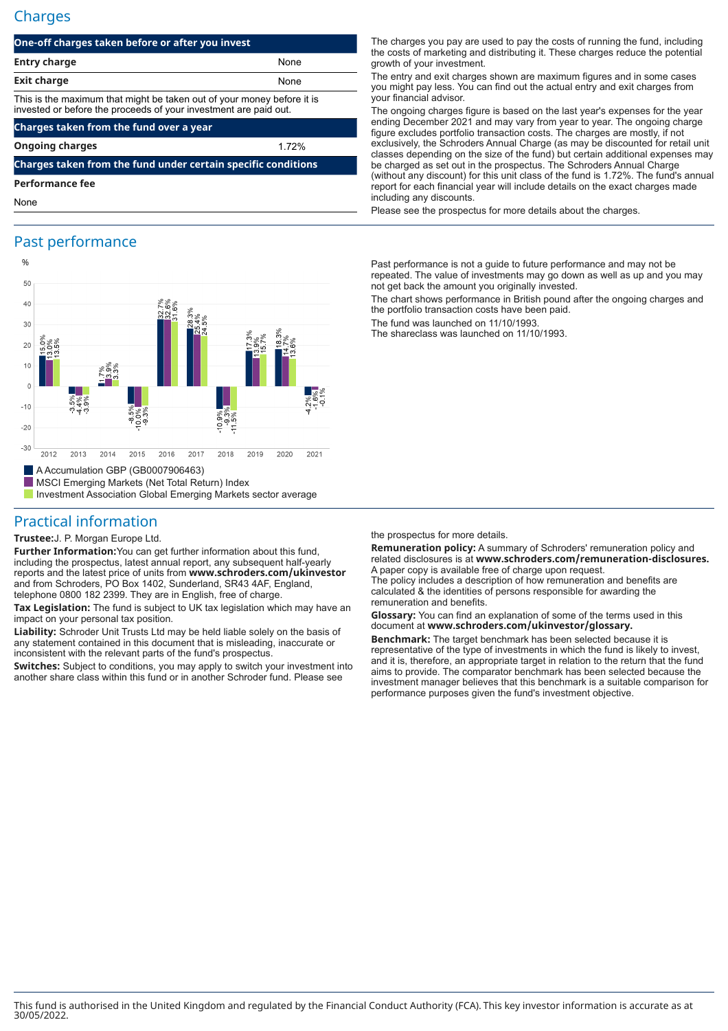## Charges

| One-off charges taken before or after you invest | |
|---|---|
| **Entry charge** | None |
| **Exit charge** | None |
| This is the maximum that might be taken out of your money before it is invested or before the proceeds of your investment are paid out. | |
| **Charges taken from the fund over a year** | |
| **Ongoing charges** | 1.72% |
| **Charges taken from the fund under certain specific conditions** | |
| **Performance fee** | |
| None | |

The charges you pay are used to pay the costs of running the fund, including the costs of marketing and distributing it. These charges reduce the potential growth of your investment.

The entry and exit charges shown are maximum figures and in some cases you might pay less. You can find out the actual entry and exit charges from your financial advisor.

The ongoing charges figure is based on the last year's expenses for the year ending December 2021 and may vary from year to year. The ongoing charge figure excludes portfolio transaction costs. The charges are mostly, if not exclusively, the Schroders Annual Charge (as may be discounted for retail unit classes depending on the size of the fund) but certain additional expenses may be charged as set out in the prospectus. The Schroders Annual Charge (without any discount) for this unit class of the fund is 1.72%. The fund's annual report for each financial year will include details on the exact charges made including any discounts.

Please see the prospectus for more details about the charges.

## Past performance

%

50
40
30
20
10
0
-10
-20
-30

2012: 15.0% 13.0% 13.5%
2013: -3.5% -4.4% -3.9%
2014: 1.7% 3.9% 3.3%
2015: -8.5% -10.0% -9.3%
2016: 32.7% 32.6% 31.6%
2017: 28.3% 25.4% 24.5%
2018: -10.9% -9.3% -11.5%
2019: 17.3% 13.9% 15.7%
2020: 18.3% 14.7% 13.6%
2021: -4.2% -1.6% -0.1%

A Accumulation GBP (GB0007906463)
MSCI Emerging Markets (Net Total Return) Index
Investment Association Global Emerging Markets sector average

Past performance is not a guide to future performance and may not be repeated. The value of investments may go down as well as up and you may not get back the amount you originally invested.

The chart shows performance in British pound after the ongoing charges and the portfolio transaction costs have been paid.

The fund was launched on 11/10/1993.
The shareclass was launched on 11/10/1993.

## Practical information

**Trustee:** J. P. Morgan Europe Ltd.

**Further Information:** You can get further information about this fund, including the prospectus, latest annual report, any subsequent half-yearly reports and the latest price of units from **www.schroders.com/ukinvestor** and from Schroders, PO Box 1402, Sunderland, SR43 4AF, England, telephone 0800 182 2399. They are in English, free of charge.

**Tax Legislation:** The fund is subject to UK tax legislation which may have an impact on your personal tax position.

**Liability:** Schroder Unit Trusts Ltd may be held liable solely on the basis of any statement contained in this document that is misleading, inaccurate or inconsistent with the relevant parts of the fund's prospectus.

**Switches:** Subject to conditions, you may apply to switch your investment into another share class within this fund or in another Schroder fund. Please see the prospectus for more details.

**Remuneration policy:** A summary of Schroders' remuneration policy and related disclosures is at **www.schroders.com/remuneration-disclosures.** A paper copy is available free of charge upon request.
The policy includes a description of how remuneration and benefits are calculated & the identities of persons responsible for awarding the remuneration and benefits.

**Glossary:** You can find an explanation of some of the terms used in this document at **www.schroders.com/ukinvestor/glossary.**

**Benchmark:** The target benchmark has been selected because it is representative of the type of investments in which the fund is likely to invest, and it is, therefore, an appropriate target in relation to the return that the fund aims to provide. The comparator benchmark has been selected because the investment manager believes that this benchmark is a suitable comparison for performance purposes given the fund's investment objective.

This fund is authorised in the United Kingdom and regulated by the Financial Conduct Authority (FCA). This key investor information is accurate as at 30/05/2022.